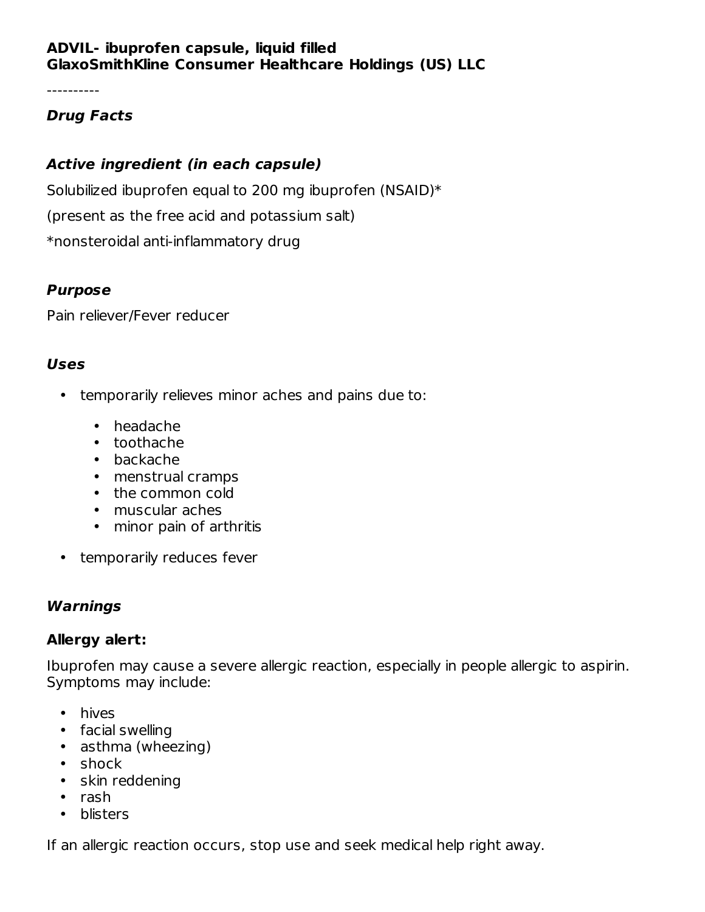**ADVIL- ibuprofen capsule, liquid filled**
**GlaxoSmithKline Consumer Healthcare Holdings (US) LLC**

----------

### *Drug Facts*

#### *Active ingredient (in each capsule)*

Solubilized ibuprofen equal to 200 mg ibuprofen (NSAID)*

(present as the free acid and potassium salt)

*nonsteroidal anti-inflammatory drug

#### *Purpose*

Pain reliever/Fever reducer

#### *Uses*

- temporarily relieves minor aches and pains due to:
  - headache
  - toothache
  - backache
  - menstrual cramps
  - the common cold
  - muscular aches
  - minor pain of arthritis
- temporarily reduces fever

#### *Warnings*

**Allergy alert:**

Ibuprofen may cause a severe allergic reaction, especially in people allergic to aspirin. Symptoms may include:

- hives
- facial swelling
- asthma (wheezing)
- shock
- skin reddening
- rash
- blisters

If an allergic reaction occurs, stop use and seek medical help right away.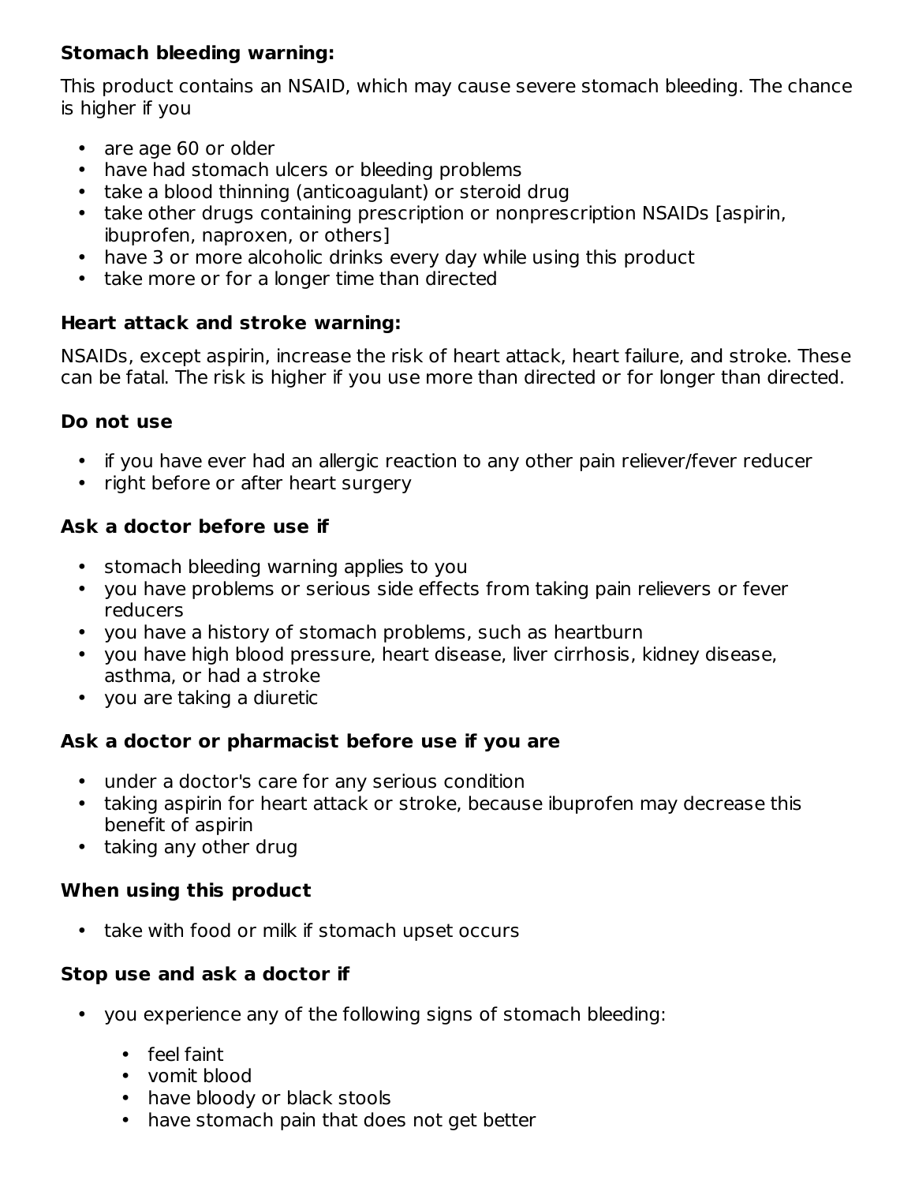**Stomach bleeding warning:**

This product contains an NSAID, which may cause severe stomach bleeding. The chance is higher if you

- are age 60 or older
- have had stomach ulcers or bleeding problems
- take a blood thinning (anticoagulant) or steroid drug
- take other drugs containing prescription or nonprescription NSAIDs [aspirin, ibuprofen, naproxen, or others]
- have 3 or more alcoholic drinks every day while using this product
- take more or for a longer time than directed

**Heart attack and stroke warning:**

NSAIDs, except aspirin, increase the risk of heart attack, heart failure, and stroke. These can be fatal. The risk is higher if you use more than directed or for longer than directed.

**Do not use**

- if you have ever had an allergic reaction to any other pain reliever/fever reducer
- right before or after heart surgery

**Ask a doctor before use if**

- stomach bleeding warning applies to you
- you have problems or serious side effects from taking pain relievers or fever reducers
- you have a history of stomach problems, such as heartburn
- you have high blood pressure, heart disease, liver cirrhosis, kidney disease, asthma, or had a stroke
- you are taking a diuretic

**Ask a doctor or pharmacist before use if you are**

- under a doctor's care for any serious condition
- taking aspirin for heart attack or stroke, because ibuprofen may decrease this benefit of aspirin
- taking any other drug

**When using this product**

- take with food or milk if stomach upset occurs

**Stop use and ask a doctor if**

- you experience any of the following signs of stomach bleeding:
  - feel faint
  - vomit blood
  - have bloody or black stools
  - have stomach pain that does not get better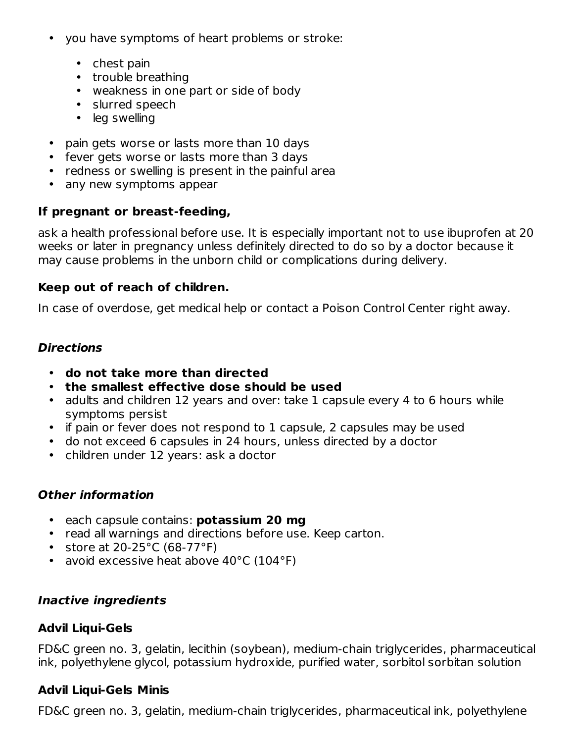- you have symptoms of heart problems or stroke:
  - chest pain
  - trouble breathing
  - weakness in one part or side of body
  - slurred speech
  - leg swelling
- pain gets worse or lasts more than 10 days
- fever gets worse or lasts more than 3 days
- redness or swelling is present in the painful area
- any new symptoms appear

**If pregnant or breast-feeding,**

ask a health professional before use. It is especially important not to use ibuprofen at 20 weeks or later in pregnancy unless definitely directed to do so by a doctor because it may cause problems in the unborn child or complications during delivery.

**Keep out of reach of children.**

In case of overdose, get medical help or contact a Poison Control Center right away.

### ***Directions***

- **do not take more than directed**
- **the smallest effective dose should be used**
- adults and children 12 years and over: take 1 capsule every 4 to 6 hours while symptoms persist
- if pain or fever does not respond to 1 capsule, 2 capsules may be used
- do not exceed 6 capsules in 24 hours, unless directed by a doctor
- children under 12 years: ask a doctor

### ***Other information***

- each capsule contains: **potassium 20 mg**
- read all warnings and directions before use. Keep carton.
- store at 20-25°C (68-77°F)
- avoid excessive heat above 40°C (104°F)

### ***Inactive ingredients***

**Advil Liqui-Gels**

FD&C green no. 3, gelatin, lecithin (soybean), medium-chain triglycerides, pharmaceutical ink, polyethylene glycol, potassium hydroxide, purified water, sorbitol sorbitan solution

**Advil Liqui-Gels Minis**

FD&C green no. 3, gelatin, medium-chain triglycerides, pharmaceutical ink, polyethylene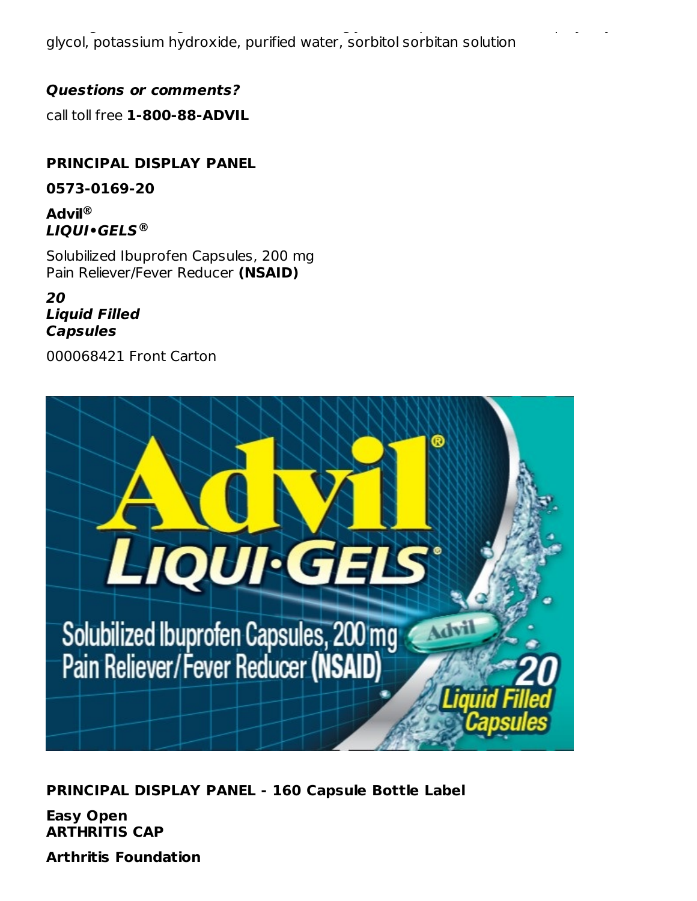glycol, potassium hydroxide, purified water, sorbitol sorbitan solution

***Questions or comments?***

call toll free **1-800-88-ADVIL**

**PRINCIPAL DISPLAY PANEL**

**0573-0169-20**

**Advil®**
***LIQUI•GELS®***

Solubilized Ibuprofen Capsules, 200 mg
Pain Reliever/Fever Reducer **(NSAID)**

***20***
***Liquid Filled***
***Capsules***

000068421 Front Carton

**PRINCIPAL DISPLAY PANEL - 160 Capsule Bottle Label**

**Easy Open**
**ARTHRITIS CAP**

**Arthritis Foundation**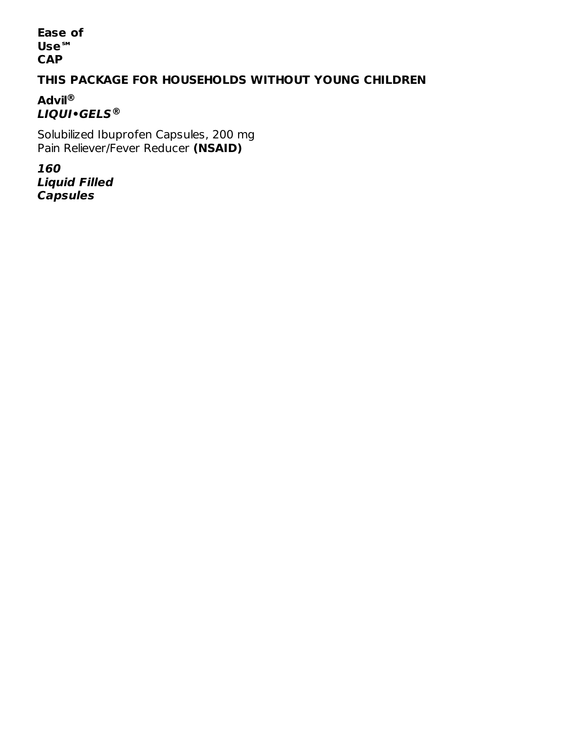**Ease of Use℠ CAP**

**THIS PACKAGE FOR HOUSEHOLDS WITHOUT YOUNG CHILDREN**

**Advil®**
***LIQUI•GELS®***

Solubilized Ibuprofen Capsules, 200 mg
Pain Reliever/Fever Reducer **(NSAID)**

***160 Liquid Filled Capsules***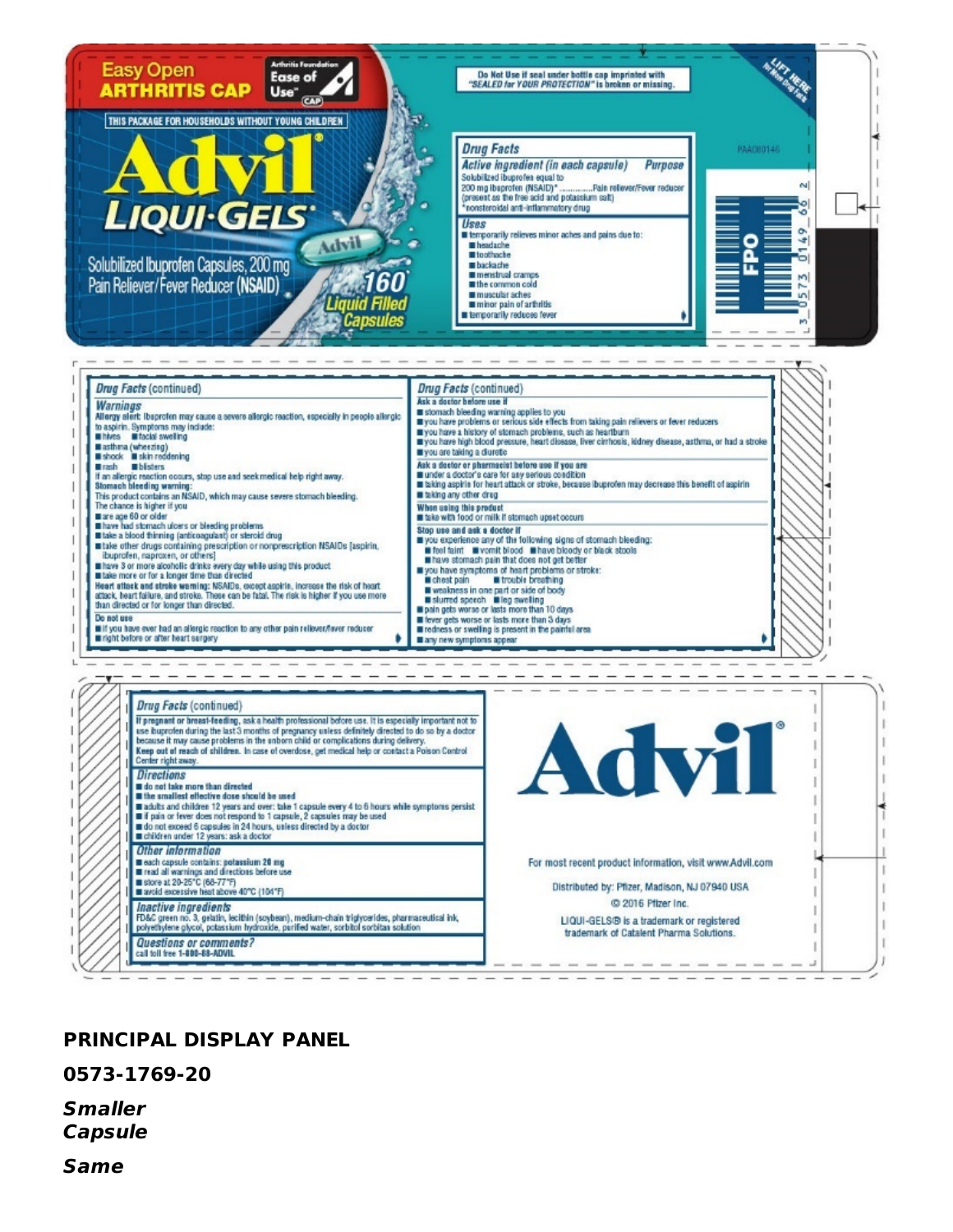Easy Open ARTHRITIS CAP

Arthritis Foundation Ease of Use™ CAP

THIS PACKAGE FOR HOUSEHOLDS WITHOUT YOUNG CHILDREN

# Advil® LIQUI-GELS®

Solubilized Ibuprofen Capsules, 200 mg
Pain Reliever/Fever Reducer (NSAID)

160 Liquid Filled Capsules

Do Not Use if seal under bottle cap imprinted with "SEALED for YOUR PROTECTION" is broken or missing.

LIFT HERE for More Drug Facts

PAA080146

FPO

3 0573 0149 66 2

## Drug Facts

| Active ingredient (in each capsule) | Purpose |
| --- | --- |
| Solubilized ibuprofen equal to 200 mg ibuprofen (NSAID)* (present as the free acid and potassium salt) | Pain reliever/Fever reducer |

*nonsteroidal anti-inflammatory drug

### Uses

- temporarily relieves minor aches and pains due to:
  - headache
  - toothache
  - backache
  - menstrual cramps
  - the common cold
  - muscular aches
  - minor pain of arthritis
- temporarily reduces fever

## Drug Facts (continued)

### Warnings

**Allergy alert:** Ibuprofen may cause a severe allergic reaction, especially in people allergic to aspirin. Symptoms may include:

- hives
- facial swelling
- asthma (wheezing)
- shock
- skin reddening
- rash
- blisters

If an allergic reaction occurs, stop use and seek medical help right away.

**Stomach bleeding warning:**
This product contains an NSAID, which may cause severe stomach bleeding. The chance is higher if you

- are age 60 or older
- have had stomach ulcers or bleeding problems
- take a blood thinning (anticoagulant) or steroid drug
- take other drugs containing prescription or nonprescription NSAIDs [aspirin, ibuprofen, naproxen, or others]
- have 3 or more alcoholic drinks every day while using this product
- take more or for a longer time than directed

**Heart attack and stroke warning:** NSAIDs, except aspirin, increase the risk of heart attack, heart failure, and stroke. These can be fatal. The risk is higher if you use more than directed or for longer than directed.

**Do not use**

- if you have ever had an allergic reaction to any other pain reliever/fever reducer
- right before or after heart surgery

**Ask a doctor before use if**

- stomach bleeding warning applies to you
- you have problems or serious side effects from taking pain relievers or fever reducers
- you have a history of stomach problems, such as heartburn
- you have high blood pressure, heart disease, liver cirrhosis, kidney disease, asthma, or had a stroke
- you are taking a diuretic

**Ask a doctor or pharmacist before use if you are**

- under a doctor's care for any serious condition
- taking aspirin for heart attack or stroke, because ibuprofen may decrease this benefit of aspirin
- taking any other drug

**When using this product**

- take with food or milk if stomach upset occurs

**Stop use and ask a doctor if**

- you experience any of the following signs of stomach bleeding:
  - feel faint
  - vomit blood
  - have bloody or black stools
  - have stomach pain that does not get better
- you have symptoms of heart problems or stroke:
  - chest pain
  - trouble breathing
  - weakness in one part or side of body
  - slurred speech
  - leg swelling
- pain gets worse or lasts more than 10 days
- fever gets worse or lasts more than 3 days
- redness or swelling is present in the painful area
- any new symptoms appear

## Drug Facts (continued)

**If pregnant or breast-feeding,** ask a health professional before use. It is especially important not to use ibuprofen during the last 3 months of pregnancy unless definitely directed to do so by a doctor because it may cause problems in the unborn child or complications during delivery.

**Keep out of reach of children.** In case of overdose, get medical help or contact a Poison Control Center right away.

### Directions

- **do not take more than directed**
- **the smallest effective dose should be used**
- adults and children 12 years and over: take 1 capsule every 4 to 6 hours while symptoms persist
- if pain or fever does not respond to 1 capsule, 2 capsules may be used
- do not exceed 6 capsules in 24 hours, unless directed by a doctor
- children under 12 years: ask a doctor

### Other information

- each capsule contains: potassium 20 mg
- read all warnings and directions before use
- store at 20-25°C (68-77°F)
- avoid excessive heat above 40°C (104°F)

### Inactive ingredients

FD&C green no. 3, gelatin, lecithin (soybean), medium-chain triglycerides, pharmaceutical ink, polyethylene glycol, potassium hydroxide, purified water, sorbitol sorbitan solution

### Questions or comments?

call toll free 1-800-88-ADVIL

# Advil®

For most recent product information, visit www.Advil.com

Distributed by: Pfizer, Madison, NJ 07940 USA

© 2016 Pfizer Inc.

LIQUI-GELS® is a trademark or registered trademark of Catalent Pharma Solutions.

**PRINCIPAL DISPLAY PANEL**

**0573-1769-20**

***Smaller Capsule***

***Same***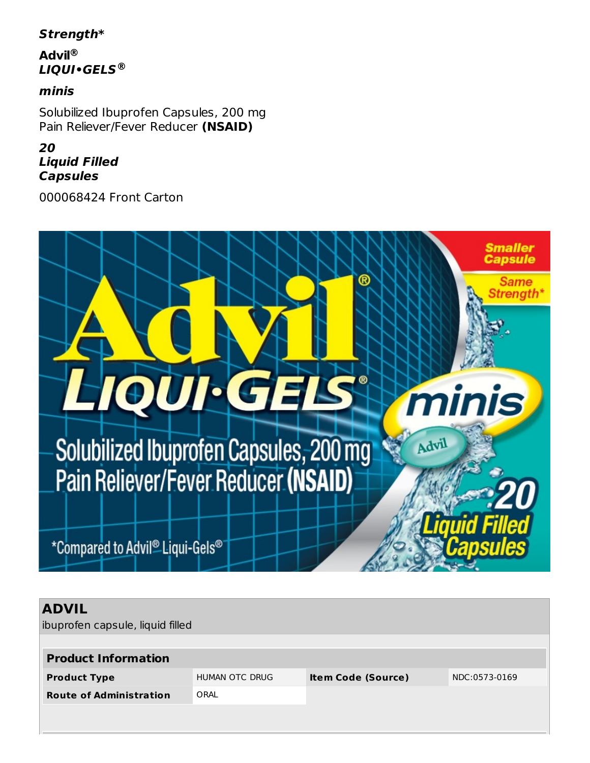***Strength****

**Advil®**
***LIQUI•GELS®***

***minis***

Solubilized Ibuprofen Capsules, 200 mg
Pain Reliever/Fever Reducer **(NSAID)**

***20***
***Liquid Filled***
***Capsules***

000068424 Front Carton

## ADVIL

ibuprofen capsule, liquid filled

| **Product Information** | | | |
|---|---|---|---|
| **Product Type** | HUMAN OTC DRUG | **Item Code (Source)** | NDC:0573-0169 |
| **Route of Administration** | ORAL | | |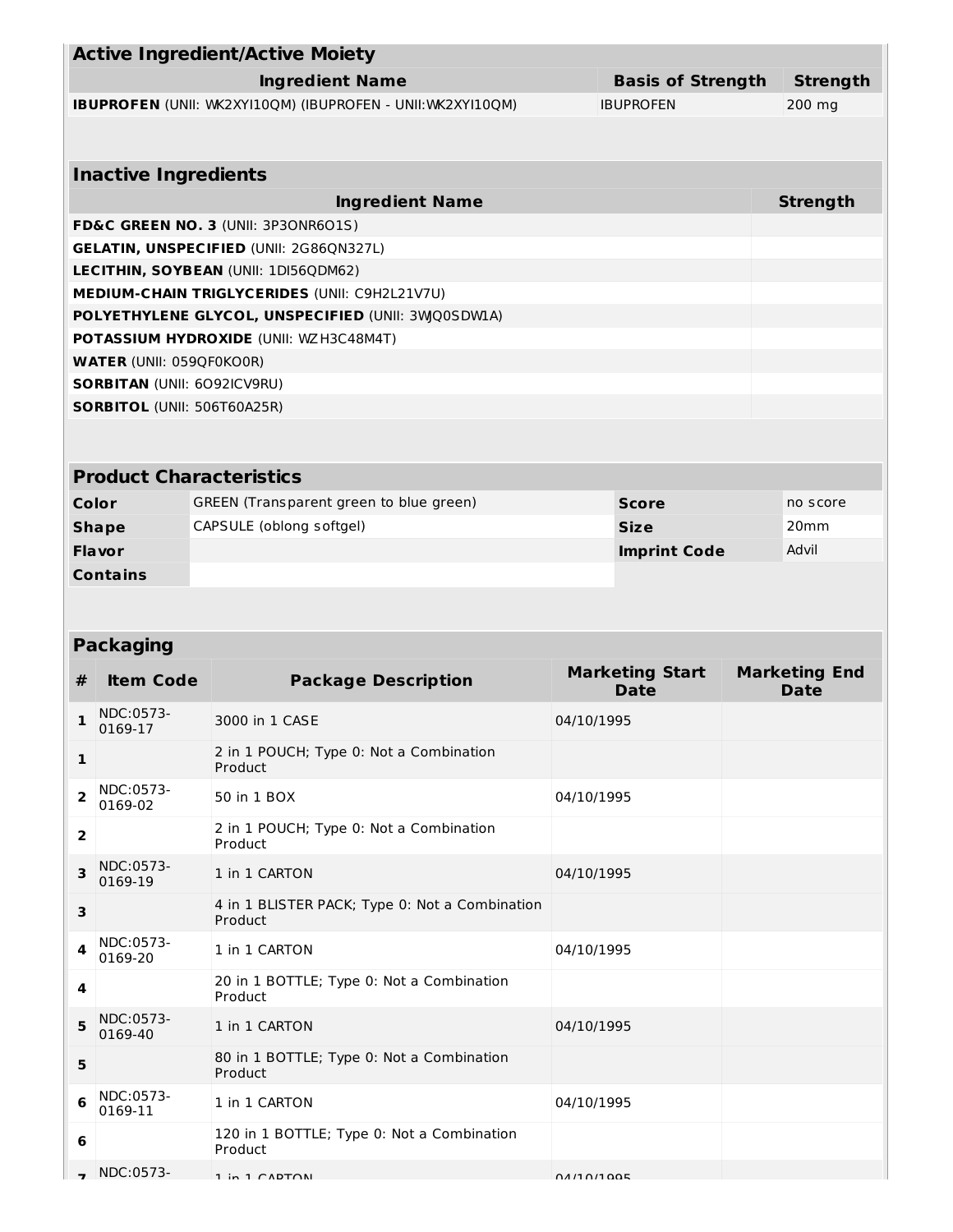## Active Ingredient/Active Moiety

| Ingredient Name | Basis of Strength | Strength |
|---|---|---|
| **IBUPROFEN** (UNII: WK2XYI10QM) (IBUPROFEN - UNII:WK2XYI10QM) | IBUPROFEN | 200 mg |

## Inactive Ingredients

| Ingredient Name | Strength |
|---|---|
| **FD&C GREEN NO. 3** (UNII: 3P3ONR6O1S) | |
| **GELATIN, UNSPECIFIED** (UNII: 2G86QN327L) | |
| **LECITHIN, SOYBEAN** (UNII: 1DI56QDM62) | |
| **MEDIUM-CHAIN TRIGLYCERIDES** (UNII: C9H2L21V7U) | |
| **POLYETHYLENE GLYCOL, UNSPECIFIED** (UNII: 3WJQ0SDW1A) | |
| **POTASSIUM HYDROXIDE** (UNII: WZH3C48M4T) | |
| **WATER** (UNII: 059QF0KO0R) | |
| **SORBITAN** (UNII: 6O92ICV9RU) | |
| **SORBITOL** (UNII: 506T60A25R) | |

## Product Characteristics

| | | | |
|---|---|---|---|
| **Color** | GREEN (Transparent green to blue green) | **Score** | no score |
| **Shape** | CAPSULE (oblong softgel) | **Size** | 20mm |
| **Flavor** | | **Imprint Code** | Advil |
| **Contains** | | | |

## Packaging

| # | Item Code | Package Description | Marketing Start Date | Marketing End Date |
|---|---|---|---|---|
| 1 | NDC:0573-0169-17 | 3000 in 1 CASE | 04/10/1995 | |
| 1 | | 2 in 1 POUCH; Type 0: Not a Combination Product | | |
| 2 | NDC:0573-0169-02 | 50 in 1 BOX | 04/10/1995 | |
| 2 | | 2 in 1 POUCH; Type 0: Not a Combination Product | | |
| 3 | NDC:0573-0169-19 | 1 in 1 CARTON | 04/10/1995 | |
| 3 | | 4 in 1 BLISTER PACK; Type 0: Not a Combination Product | | |
| 4 | NDC:0573-0169-20 | 1 in 1 CARTON | 04/10/1995 | |
| 4 | | 20 in 1 BOTTLE; Type 0: Not a Combination Product | | |
| 5 | NDC:0573-0169-40 | 1 in 1 CARTON | 04/10/1995 | |
| 5 | | 80 in 1 BOTTLE; Type 0: Not a Combination Product | | |
| 6 | NDC:0573-0169-11 | 1 in 1 CARTON | 04/10/1995 | |
| 6 | | 120 in 1 BOTTLE; Type 0: Not a Combination Product | | |
| 7 | NDC:0573- | 1 in 1 CARTON | 04/10/1995 | |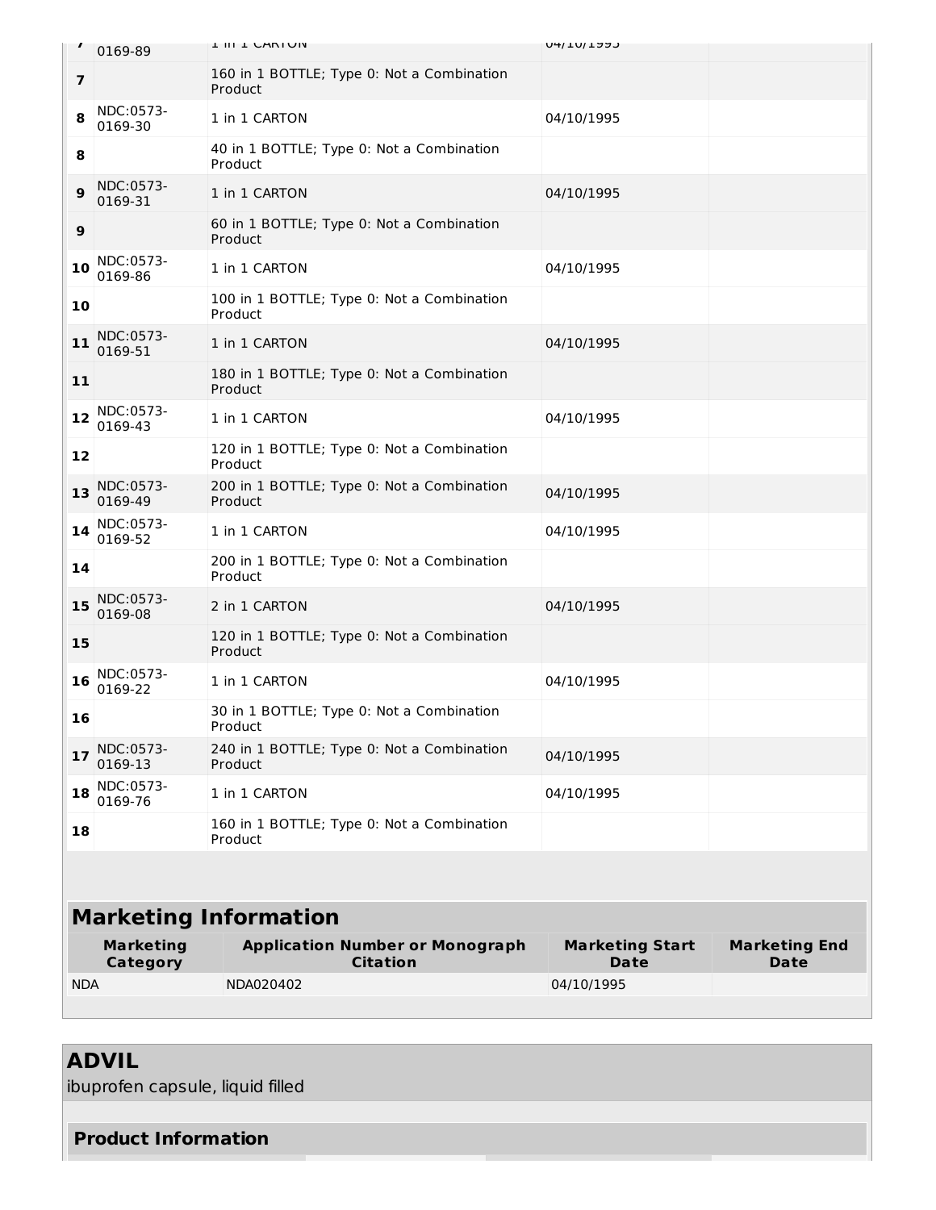| | | | | |
|---|---|---|---|---|
| 7 | NDC:0573-0169-89 | 1 in 1 CARTON | 04/10/1995 | |
| 7 | | 160 in 1 BOTTLE; Type 0: Not a Combination Product | | |
| 8 | NDC:0573-0169-30 | 1 in 1 CARTON | 04/10/1995 | |
| 8 | | 40 in 1 BOTTLE; Type 0: Not a Combination Product | | |
| 9 | NDC:0573-0169-31 | 1 in 1 CARTON | 04/10/1995 | |
| 9 | | 60 in 1 BOTTLE; Type 0: Not a Combination Product | | |
| 10 | NDC:0573-0169-86 | 1 in 1 CARTON | 04/10/1995 | |
| 10 | | 100 in 1 BOTTLE; Type 0: Not a Combination Product | | |
| 11 | NDC:0573-0169-51 | 1 in 1 CARTON | 04/10/1995 | |
| 11 | | 180 in 1 BOTTLE; Type 0: Not a Combination Product | | |
| 12 | NDC:0573-0169-43 | 1 in 1 CARTON | 04/10/1995 | |
| 12 | | 120 in 1 BOTTLE; Type 0: Not a Combination Product | | |
| 13 | NDC:0573-0169-49 | 200 in 1 BOTTLE; Type 0: Not a Combination Product | 04/10/1995 | |
| 14 | NDC:0573-0169-52 | 1 in 1 CARTON | 04/10/1995 | |
| 14 | | 200 in 1 BOTTLE; Type 0: Not a Combination Product | | |
| 15 | NDC:0573-0169-08 | 2 in 1 CARTON | 04/10/1995 | |
| 15 | | 120 in 1 BOTTLE; Type 0: Not a Combination Product | | |
| 16 | NDC:0573-0169-22 | 1 in 1 CARTON | 04/10/1995 | |
| 16 | | 30 in 1 BOTTLE; Type 0: Not a Combination Product | | |
| 17 | NDC:0573-0169-13 | 240 in 1 BOTTLE; Type 0: Not a Combination Product | 04/10/1995 | |
| 18 | NDC:0573-0169-76 | 1 in 1 CARTON | 04/10/1995 | |
| 18 | | 160 in 1 BOTTLE; Type 0: Not a Combination Product | | |

## Marketing Information

| Marketing Category | Application Number or Monograph Citation | Marketing Start Date | Marketing End Date |
|---|---|---|---|
| NDA | NDA020402 | 04/10/1995 | |

# ADVIL

ibuprofen capsule, liquid filled

### Product Information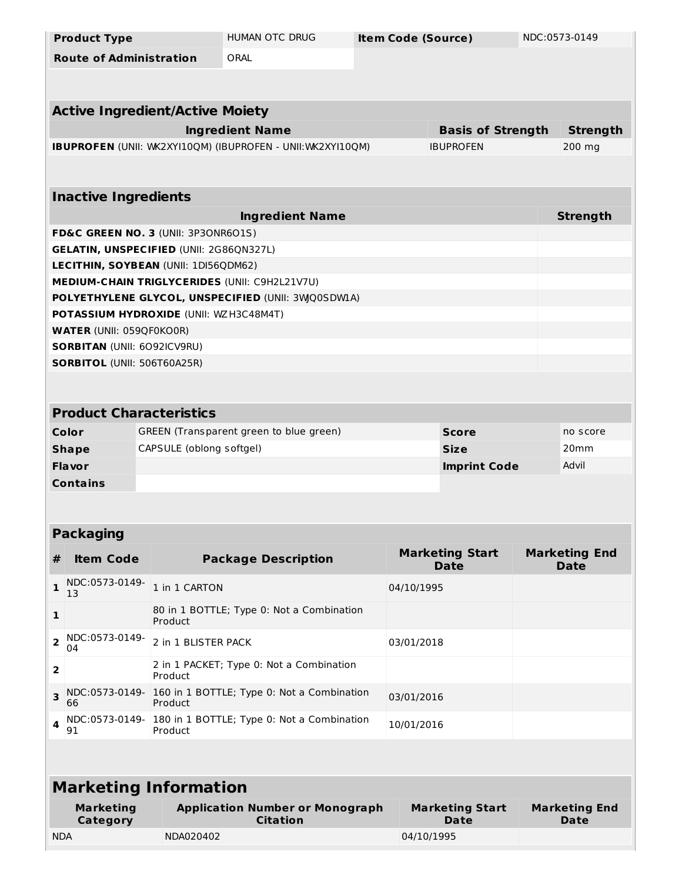| Product Type | HUMAN OTC DRUG | Item Code (Source) | NDC:0573-0149 |
| --- | --- | --- | --- |
| Route of Administration | ORAL | | |

## Active Ingredient/Active Moiety

| Ingredient Name | Basis of Strength | Strength |
| --- | --- | --- |
| **IBUPROFEN** (UNII: WK2XYI10QM) (IBUPROFEN - UNII:WK2XYI10QM) | IBUPROFEN | 200 mg |

## Inactive Ingredients

| Ingredient Name | Strength |
| --- | --- |
| **FD&C GREEN NO. 3** (UNII: 3P3ONR6O1S) | |
| **GELATIN, UNSPECIFIED** (UNII: 2G86QN327L) | |
| **LECITHIN, SOYBEAN** (UNII: 1DI56QDM62) | |
| **MEDIUM-CHAIN TRIGLYCERIDES** (UNII: C9H2L21V7U) | |
| **POLYETHYLENE GLYCOL, UNSPECIFIED** (UNII: 3WJQ0SDW1A) | |
| **POTASSIUM HYDROXIDE** (UNII: WZH3C48M4T) | |
| **WATER** (UNII: 059QF0KO0R) | |
| **SORBITAN** (UNII: 6O92ICV9RU) | |
| **SORBITOL** (UNII: 506T60A25R) | |

## Product Characteristics

| Color | GREEN (Transparent green to blue green) | Score | no score |
| --- | --- | --- | --- |
| Shape | CAPSULE (oblong softgel) | Size | 20mm |
| Flavor | | Imprint Code | Advil |
| Contains | | | |

## Packaging

| # | Item Code | Package Description | Marketing Start Date | Marketing End Date |
| --- | --- | --- | --- | --- |
| 1 | NDC:0573-0149-13 | 1 in 1 CARTON | 04/10/1995 | |
| 1 | | 80 in 1 BOTTLE; Type 0: Not a Combination Product | | |
| 2 | NDC:0573-0149-04 | 2 in 1 BLISTER PACK | 03/01/2018 | |
| 2 | | 2 in 1 PACKET; Type 0: Not a Combination Product | | |
| 3 | NDC:0573-0149-66 | 160 in 1 BOTTLE; Type 0: Not a Combination Product | 03/01/2016 | |
| 4 | NDC:0573-0149-91 | 180 in 1 BOTTLE; Type 0: Not a Combination Product | 10/01/2016 | |

## Marketing Information

| Marketing Category | Application Number or Monograph Citation | Marketing Start Date | Marketing End Date |
| --- | --- | --- | --- |
| NDA | NDA020402 | 04/10/1995 | |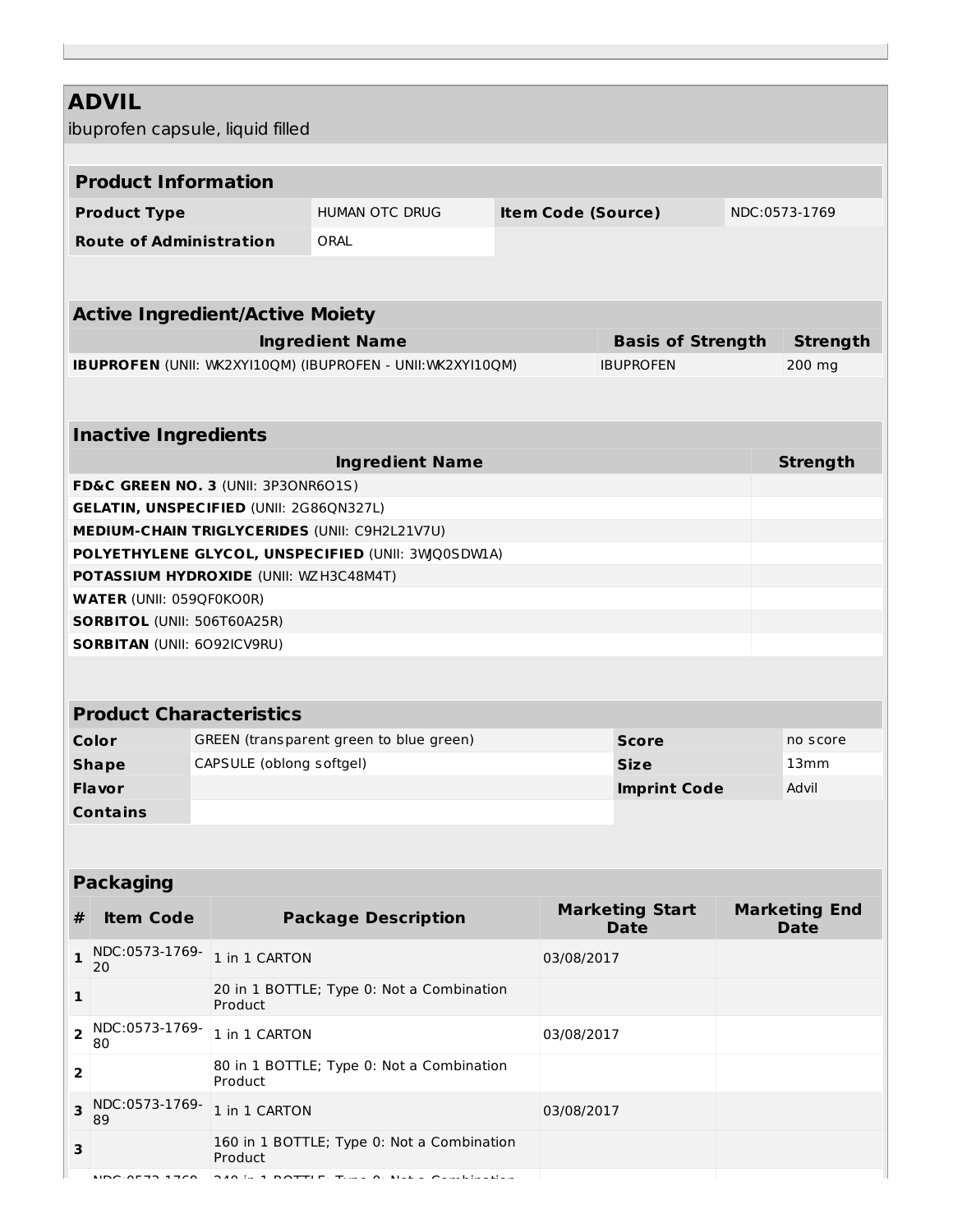# ADVIL

ibuprofen capsule, liquid filled

## Product Information

| Product Type | HUMAN OTC DRUG | Item Code (Source) | NDC:0573-1769 |
|---|---|---|---|
| Route of Administration | ORAL | | |

## Active Ingredient/Active Moiety

| Ingredient Name | Basis of Strength | Strength |
|---|---|---|
| **IBUPROFEN** (UNII: WK2XYI10QM) (IBUPROFEN - UNII:WK2XYI10QM) | IBUPROFEN | 200 mg |

## Inactive Ingredients

| Ingredient Name | Strength |
|---|---|
| **FD&C GREEN NO. 3** (UNII: 3P3ONR6O1S) | |
| **GELATIN, UNSPECIFIED** (UNII: 2G86QN327L) | |
| **MEDIUM-CHAIN TRIGLYCERIDES** (UNII: C9H2L21V7U) | |
| **POLYETHYLENE GLYCOL, UNSPECIFIED** (UNII: 3WQ0SDW1A) | |
| **POTASSIUM HYDROXIDE** (UNII: WZH3C48M4T) | |
| **WATER** (UNII: 059QF0KO0R) | |
| **SORBITOL** (UNII: 506T60A25R) | |
| **SORBITAN** (UNII: 6O92ICV9RU) | |

## Product Characteristics

| Color | GREEN (transparent green to blue green) | Score | no score |
|---|---|---|---|
| Shape | CAPSULE (oblong softgel) | Size | 13mm |
| Flavor | | Imprint Code | Advil |
| Contains | | | |

## Packaging

| # | Item Code | Package Description | Marketing Start Date | Marketing End Date |
|---|---|---|---|---|
| 1 | NDC:0573-1769-20 | 1 in 1 CARTON | 03/08/2017 | |
| 1 | | 20 in 1 BOTTLE; Type 0: Not a Combination Product | | |
| 2 | NDC:0573-1769-80 | 1 in 1 CARTON | 03/08/2017 | |
| 2 | | 80 in 1 BOTTLE; Type 0: Not a Combination Product | | |
| 3 | NDC:0573-1769-89 | 1 in 1 CARTON | 03/08/2017 | |
| 3 | | 160 in 1 BOTTLE; Type 0: Not a Combination Product | | |
| | NDC:0573-1769- | 240 in 1 BOTTLE; Type 0: Not a Combination | | |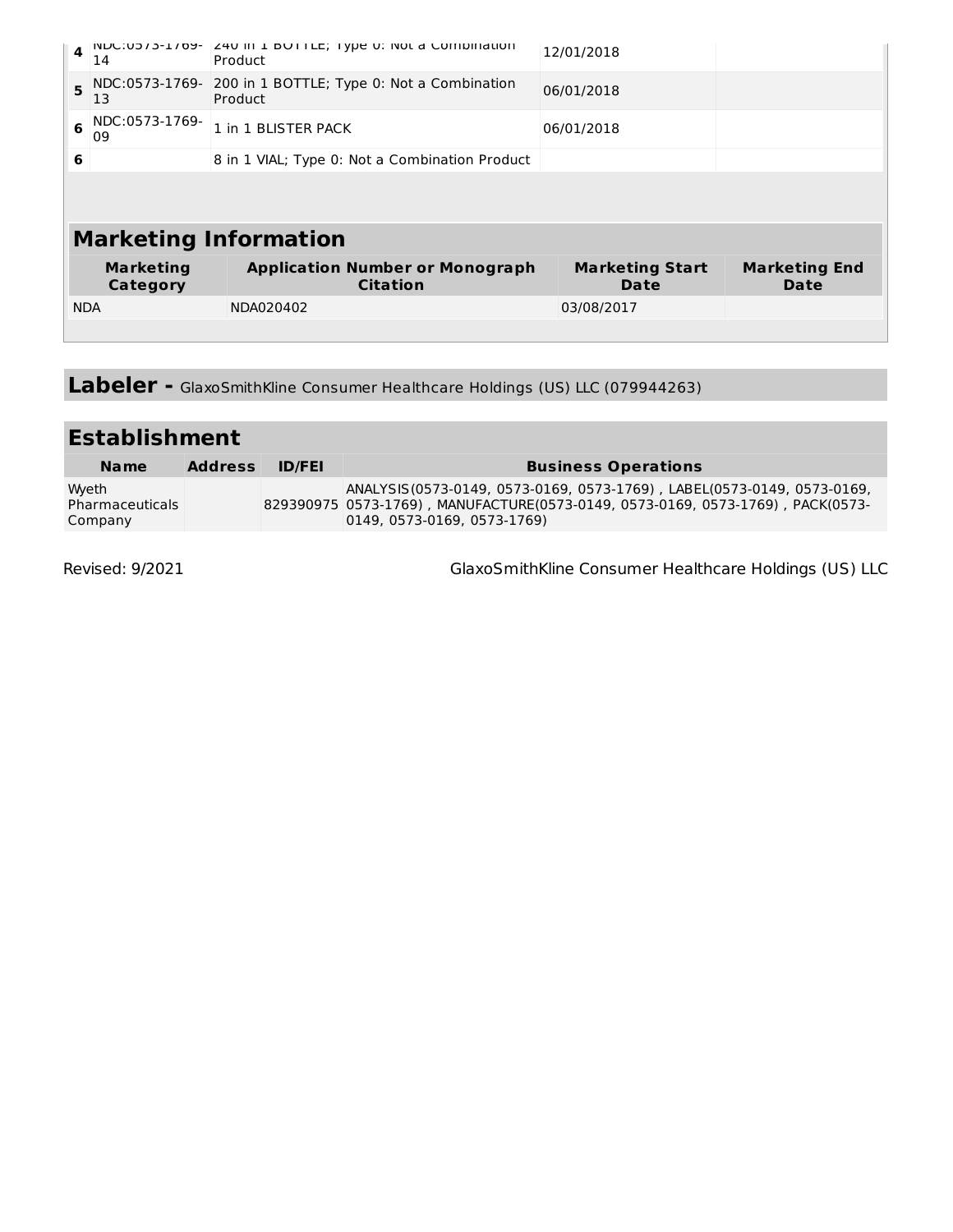| | | | | |
|---|---|---|---|---|
| 4 | NDC:0573-1769-14 | 240 in 1 BOTTLE; Type 0: Not a Combination Product | 12/01/2018 | |
| 5 | NDC:0573-1769-13 | 200 in 1 BOTTLE; Type 0: Not a Combination Product | 06/01/2018 | |
| 6 | NDC:0573-1769-09 | 1 in 1 BLISTER PACK | 06/01/2018 | |
| 6 | | 8 in 1 VIAL; Type 0: Not a Combination Product | | |

## Marketing Information

| Marketing Category | Application Number or Monograph Citation | Marketing Start Date | Marketing End Date |
|---|---|---|---|
| NDA | NDA020402 | 03/08/2017 | |

## Labeler - GlaxoSmithKline Consumer Healthcare Holdings (US) LLC (079944263)

## Establishment

| Name | Address | ID/FEI | Business Operations |
|---|---|---|---|
| Wyeth Pharmaceuticals Company | | 829390975 | ANALYSIS(0573-0149, 0573-0169, 0573-1769) , LABEL(0573-0149, 0573-0169, 0573-1769) , MANUFACTURE(0573-0149, 0573-0169, 0573-1769) , PACK(0573-0149, 0573-0169, 0573-1769) |

Revised: 9/2021

GlaxoSmithKline Consumer Healthcare Holdings (US) LLC